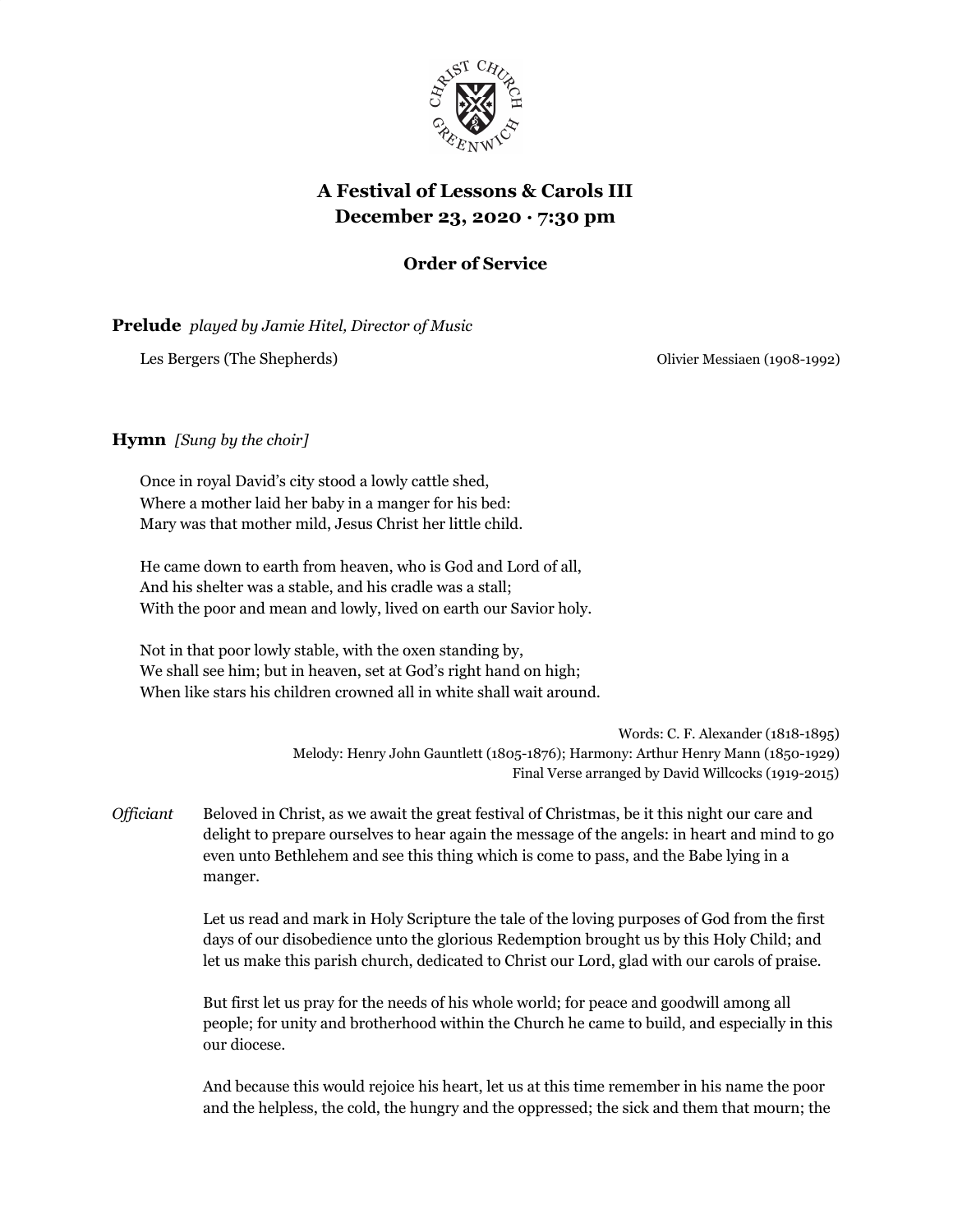# A Festival of Lessons & Carols III
# December 23, 2020 · 7:30 pm

## Order of Service

**Prelude** *played by Jamie Hitel, Director of Music*

Les Bergers (The Shepherds) — Olivier Messiaen (1908-1992)

**Hymn** *[Sung by the choir]*

Once in royal David's city stood a lowly cattle shed,
Where a mother laid her baby in a manger for his bed:
Mary was that mother mild, Jesus Christ her little child.

He came down to earth from heaven, who is God and Lord of all,
And his shelter was a stable, and his cradle was a stall;
With the poor and mean and lowly, lived on earth our Savior holy.

Not in that poor lowly stable, with the oxen standing by,
We shall see him; but in heaven, set at God's right hand on high;
When like stars his children crowned all in white shall wait around.

Words: C. F. Alexander (1818-1895)
Melody: Henry John Gauntlett (1805-1876); Harmony: Arthur Henry Mann (1850-1929)
Final Verse arranged by David Willcocks (1919-2015)

*Officiant* Beloved in Christ, as we await the great festival of Christmas, be it this night our care and delight to prepare ourselves to hear again the message of the angels: in heart and mind to go even unto Bethlehem and see this thing which is come to pass, and the Babe lying in a manger.

Let us read and mark in Holy Scripture the tale of the loving purposes of God from the first days of our disobedience unto the glorious Redemption brought us by this Holy Child; and let us make this parish church, dedicated to Christ our Lord, glad with our carols of praise.

But first let us pray for the needs of his whole world; for peace and goodwill among all people; for unity and brotherhood within the Church he came to build, and especially in this our diocese.

And because this would rejoice his heart, let us at this time remember in his name the poor and the helpless, the cold, the hungry and the oppressed; the sick and them that mourn; the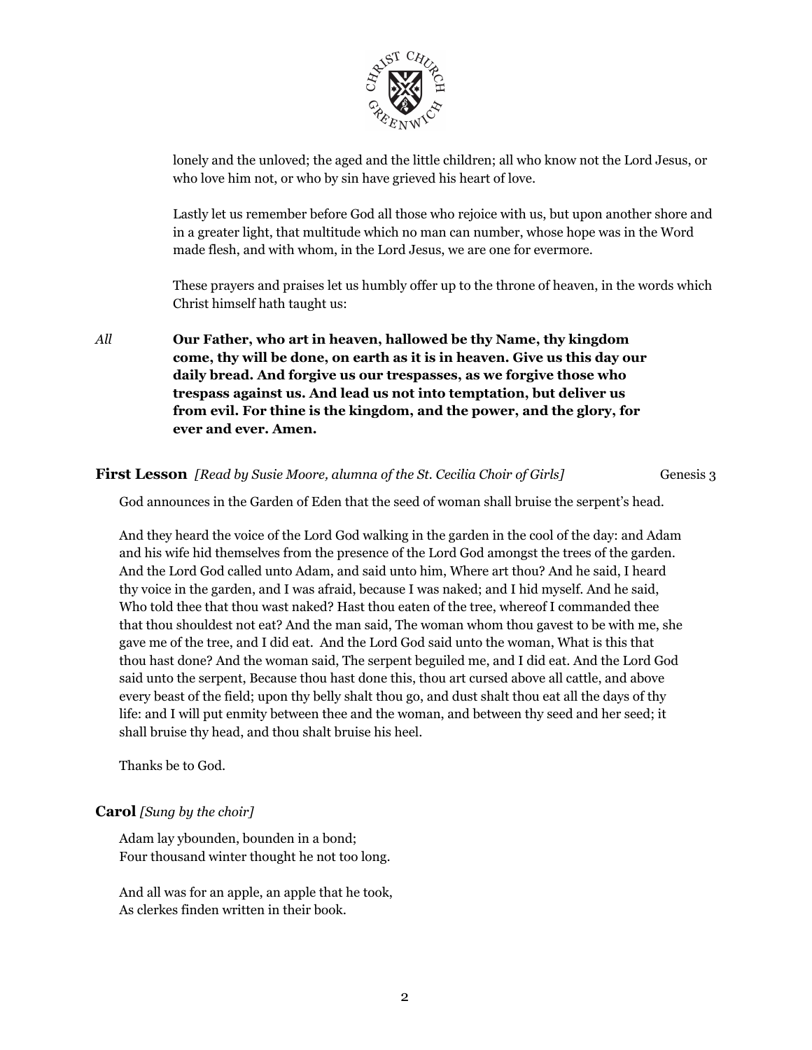lonely and the unloved; the aged and the little children; all who know not the Lord Jesus, or who love him not, or who by sin have grieved his heart of love.

Lastly let us remember before God all those who rejoice with us, but upon another shore and in a greater light, that multitude which no man can number, whose hope was in the Word made flesh, and with whom, in the Lord Jesus, we are one for evermore.

These prayers and praises let us humbly offer up to the throne of heaven, in the words which Christ himself hath taught us:

*All* **Our Father, who art in heaven, hallowed be thy Name, thy kingdom come, thy will be done, on earth as it is in heaven. Give us this day our daily bread. And forgive us our trespasses, as we forgive those who trespass against us. And lead us not into temptation, but deliver us from evil. For thine is the kingdom, and the power, and the glory, for ever and ever. Amen.**

**First Lesson** *[Read by Susie Moore, alumna of the St. Cecilia Choir of Girls]* Genesis 3

God announces in the Garden of Eden that the seed of woman shall bruise the serpent's head.

And they heard the voice of the Lord God walking in the garden in the cool of the day: and Adam and his wife hid themselves from the presence of the Lord God amongst the trees of the garden. And the Lord God called unto Adam, and said unto him, Where art thou? And he said, I heard thy voice in the garden, and I was afraid, because I was naked; and I hid myself. And he said, Who told thee that thou wast naked? Hast thou eaten of the tree, whereof I commanded thee that thou shouldest not eat? And the man said, The woman whom thou gavest to be with me, she gave me of the tree, and I did eat. And the Lord God said unto the woman, What is this that thou hast done? And the woman said, The serpent beguiled me, and I did eat. And the Lord God said unto the serpent, Because thou hast done this, thou art cursed above all cattle, and above every beast of the field; upon thy belly shalt thou go, and dust shalt thou eat all the days of thy life: and I will put enmity between thee and the woman, and between thy seed and her seed; it shall bruise thy head, and thou shalt bruise his heel.

Thanks be to God.

**Carol** *[Sung by the choir]*

Adam lay ybounden, bounden in a bond;
Four thousand winter thought he not too long.

And all was for an apple, an apple that he took,
As clerkes finden written in their book.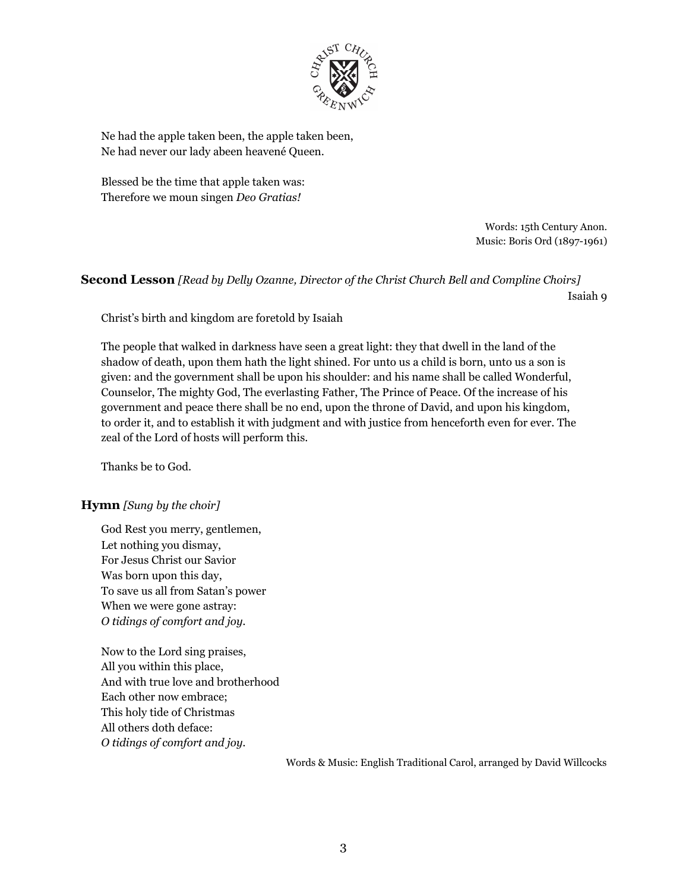Ne had the apple taken been, the apple taken been,
Ne had never our lady abeen heavené Queen.

Blessed be the time that apple taken was:
Therefore we moun singen *Deo Gratias!*

Words: 15th Century Anon.
Music: Boris Ord (1897-1961)

**Second Lesson** *[Read by Delly Ozanne, Director of the Christ Church Bell and Compline Choirs]*
Isaiah 9

Christ's birth and kingdom are foretold by Isaiah

The people that walked in darkness have seen a great light: they that dwell in the land of the shadow of death, upon them hath the light shined. For unto us a child is born, unto us a son is given: and the government shall be upon his shoulder: and his name shall be called Wonderful, Counselor, The mighty God, The everlasting Father, The Prince of Peace. Of the increase of his government and peace there shall be no end, upon the throne of David, and upon his kingdom, to order it, and to establish it with judgment and with justice from henceforth even for ever. The zeal of the Lord of hosts will perform this.

Thanks be to God.

**Hymn** *[Sung by the choir]*

God Rest you merry, gentlemen,
Let nothing you dismay,
For Jesus Christ our Savior
Was born upon this day,
To save us all from Satan's power
When we were gone astray:
*O tidings of comfort and joy.*

Now to the Lord sing praises,
All you within this place,
And with true love and brotherhood
Each other now embrace;
This holy tide of Christmas
All others doth deface:
*O tidings of comfort and joy.*

Words & Music: English Traditional Carol, arranged by David Willcocks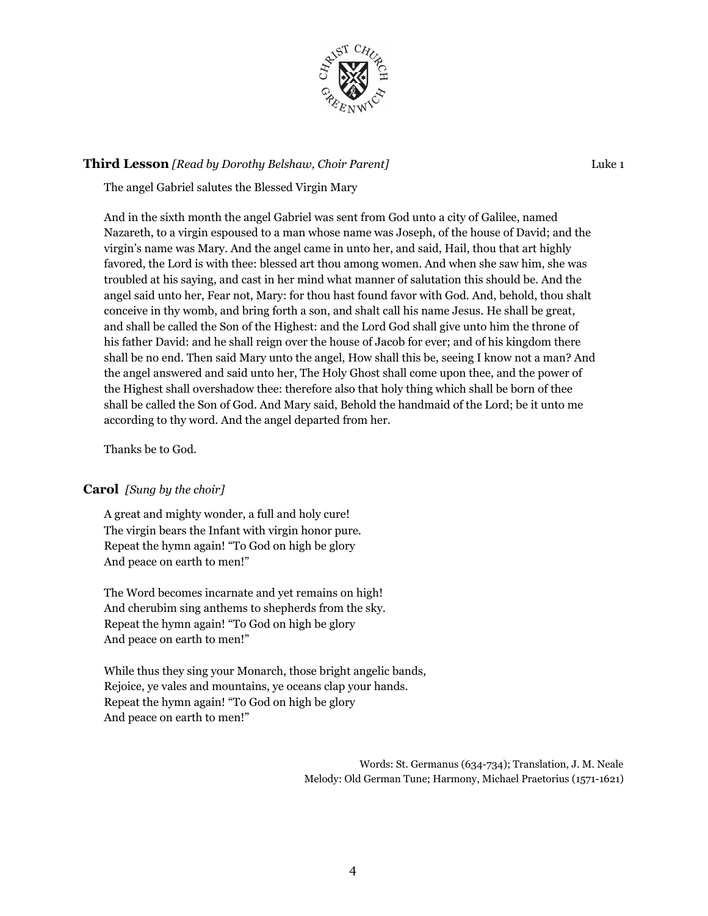**Third Lesson** *[Read by Dorothy Belshaw, Choir Parent]* Luke 1

The angel Gabriel salutes the Blessed Virgin Mary

And in the sixth month the angel Gabriel was sent from God unto a city of Galilee, named Nazareth, to a virgin espoused to a man whose name was Joseph, of the house of David; and the virgin's name was Mary. And the angel came in unto her, and said, Hail, thou that art highly favored, the Lord is with thee: blessed art thou among women. And when she saw him, she was troubled at his saying, and cast in her mind what manner of salutation this should be. And the angel said unto her, Fear not, Mary: for thou hast found favor with God. And, behold, thou shalt conceive in thy womb, and bring forth a son, and shalt call his name Jesus. He shall be great, and shall be called the Son of the Highest: and the Lord God shall give unto him the throne of his father David: and he shall reign over the house of Jacob for ever; and of his kingdom there shall be no end. Then said Mary unto the angel, How shall this be, seeing I know not a man? And the angel answered and said unto her, The Holy Ghost shall come upon thee, and the power of the Highest shall overshadow thee: therefore also that holy thing which shall be born of thee shall be called the Son of God. And Mary said, Behold the handmaid of the Lord; be it unto me according to thy word. And the angel departed from her.

Thanks be to God.

**Carol** *[Sung by the choir]*

A great and mighty wonder, a full and holy cure!
The virgin bears the Infant with virgin honor pure.
Repeat the hymn again! "To God on high be glory
And peace on earth to men!"

The Word becomes incarnate and yet remains on high!
And cherubim sing anthems to shepherds from the sky.
Repeat the hymn again! "To God on high be glory
And peace on earth to men!"

While thus they sing your Monarch, those bright angelic bands,
Rejoice, ye vales and mountains, ye oceans clap your hands.
Repeat the hymn again! "To God on high be glory
And peace on earth to men!"

Words: St. Germanus (634-734); Translation, J. M. Neale
Melody: Old German Tune; Harmony, Michael Praetorius (1571-1621)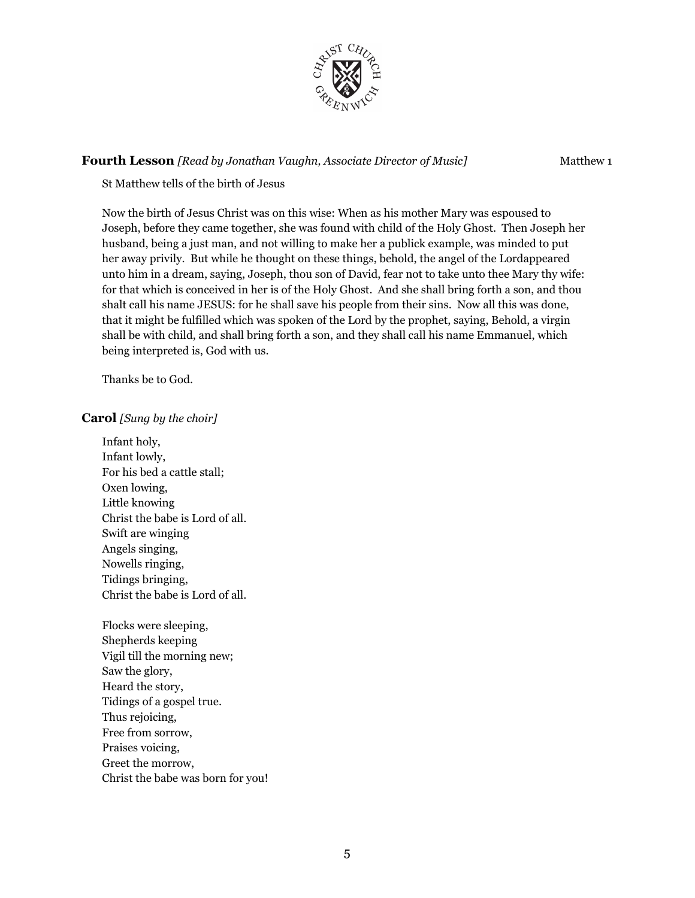**Fourth Lesson** *[Read by Jonathan Vaughn, Associate Director of Music]* Matthew 1

St Matthew tells of the birth of Jesus

Now the birth of Jesus Christ was on this wise: When as his mother Mary was espoused to Joseph, before they came together, she was found with child of the Holy Ghost. Then Joseph her husband, being a just man, and not willing to make her a publick example, was minded to put her away privily. But while he thought on these things, behold, the angel of the Lordappeared unto him in a dream, saying, Joseph, thou son of David, fear not to take unto thee Mary thy wife: for that which is conceived in her is of the Holy Ghost. And she shall bring forth a son, and thou shalt call his name JESUS: for he shall save his people from their sins. Now all this was done, that it might be fulfilled which was spoken of the Lord by the prophet, saying, Behold, a virgin shall be with child, and shall bring forth a son, and they shall call his name Emmanuel, which being interpreted is, God with us.

Thanks be to God.

**Carol** *[Sung by the choir]*

Infant holy,
Infant lowly,
For his bed a cattle stall;
Oxen lowing,
Little knowing
Christ the babe is Lord of all.
Swift are winging
Angels singing,
Nowells ringing,
Tidings bringing,
Christ the babe is Lord of all.

Flocks were sleeping,
Shepherds keeping
Vigil till the morning new;
Saw the glory,
Heard the story,
Tidings of a gospel true.
Thus rejoicing,
Free from sorrow,
Praises voicing,
Greet the morrow,
Christ the babe was born for you!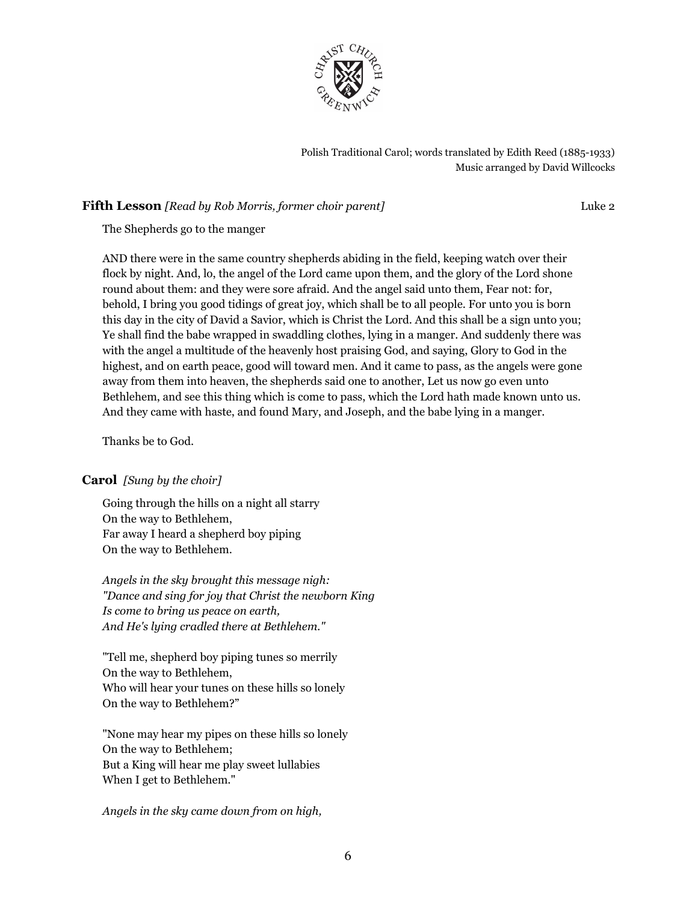Polish Traditional Carol; words translated by Edith Reed (1885-1933)
Music arranged by David Willcocks

**Fifth Lesson** *[Read by Rob Morris, former choir parent]* Luke 2

The Shepherds go to the manger

AND there were in the same country shepherds abiding in the field, keeping watch over their flock by night. And, lo, the angel of the Lord came upon them, and the glory of the Lord shone round about them: and they were sore afraid. And the angel said unto them, Fear not: for, behold, I bring you good tidings of great joy, which shall be to all people. For unto you is born this day in the city of David a Savior, which is Christ the Lord. And this shall be a sign unto you; Ye shall find the babe wrapped in swaddling clothes, lying in a manger. And suddenly there was with the angel a multitude of the heavenly host praising God, and saying, Glory to God in the highest, and on earth peace, good will toward men. And it came to pass, as the angels were gone away from them into heaven, the shepherds said one to another, Let us now go even unto Bethlehem, and see this thing which is come to pass, which the Lord hath made known unto us. And they came with haste, and found Mary, and Joseph, and the babe lying in a manger.

Thanks be to God.

**Carol** *[Sung by the choir]*

Going through the hills on a night all starry
On the way to Bethlehem,
Far away I heard a shepherd boy piping
On the way to Bethlehem.

*Angels in the sky brought this message nigh:*
*"Dance and sing for joy that Christ the newborn King*
*Is come to bring us peace on earth,*
*And He's lying cradled there at Bethlehem."*

"Tell me, shepherd boy piping tunes so merrily
On the way to Bethlehem,
Who will hear your tunes on these hills so lonely
On the way to Bethlehem?"

"None may hear my pipes on these hills so lonely
On the way to Bethlehem;
But a King will hear me play sweet lullabies
When I get to Bethlehem."

*Angels in the sky came down from on high,*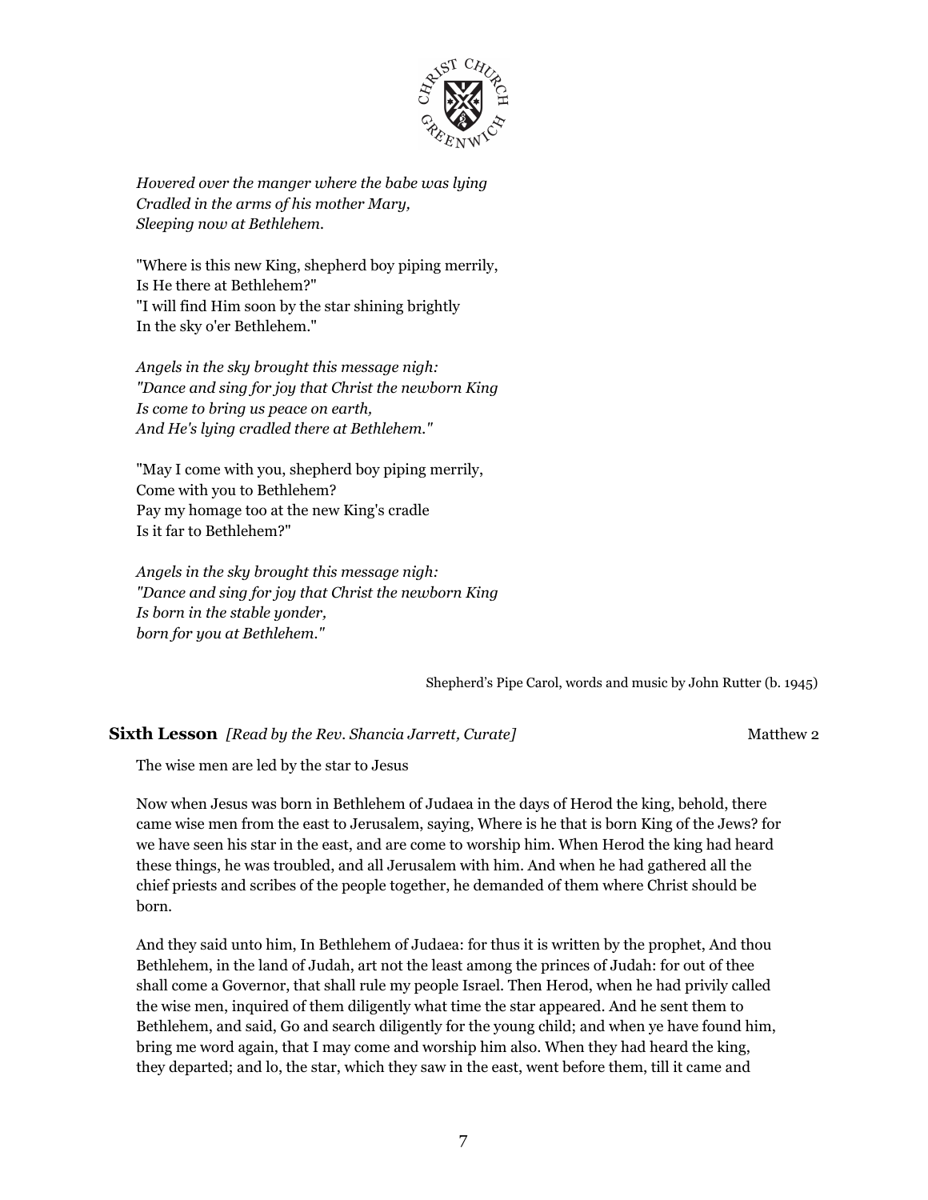*Hovered over the manger where the babe was lying*
*Cradled in the arms of his mother Mary,*
*Sleeping now at Bethlehem.*

"Where is this new King, shepherd boy piping merrily,
Is He there at Bethlehem?"
"I will find Him soon by the star shining brightly
In the sky o'er Bethlehem."

*Angels in the sky brought this message nigh:*
*"Dance and sing for joy that Christ the newborn King*
*Is come to bring us peace on earth,*
*And He's lying cradled there at Bethlehem."*

"May I come with you, shepherd boy piping merrily,
Come with you to Bethlehem?
Pay my homage too at the new King's cradle
Is it far to Bethlehem?"

*Angels in the sky brought this message nigh:*
*"Dance and sing for joy that Christ the newborn King*
*Is born in the stable yonder,*
*born for you at Bethlehem."*

Shepherd's Pipe Carol, words and music by John Rutter (b. 1945)

**Sixth Lesson** *[Read by the Rev. Shancia Jarrett, Curate]* Matthew 2

The wise men are led by the star to Jesus

Now when Jesus was born in Bethlehem of Judaea in the days of Herod the king, behold, there came wise men from the east to Jerusalem, saying, Where is he that is born King of the Jews? for we have seen his star in the east, and are come to worship him. When Herod the king had heard these things, he was troubled, and all Jerusalem with him. And when he had gathered all the chief priests and scribes of the people together, he demanded of them where Christ should be born.

And they said unto him, In Bethlehem of Judaea: for thus it is written by the prophet, And thou Bethlehem, in the land of Judah, art not the least among the princes of Judah: for out of thee shall come a Governor, that shall rule my people Israel. Then Herod, when he had privily called the wise men, inquired of them diligently what time the star appeared. And he sent them to Bethlehem, and said, Go and search diligently for the young child; and when ye have found him, bring me word again, that I may come and worship him also. When they had heard the king, they departed; and lo, the star, which they saw in the east, went before them, till it came and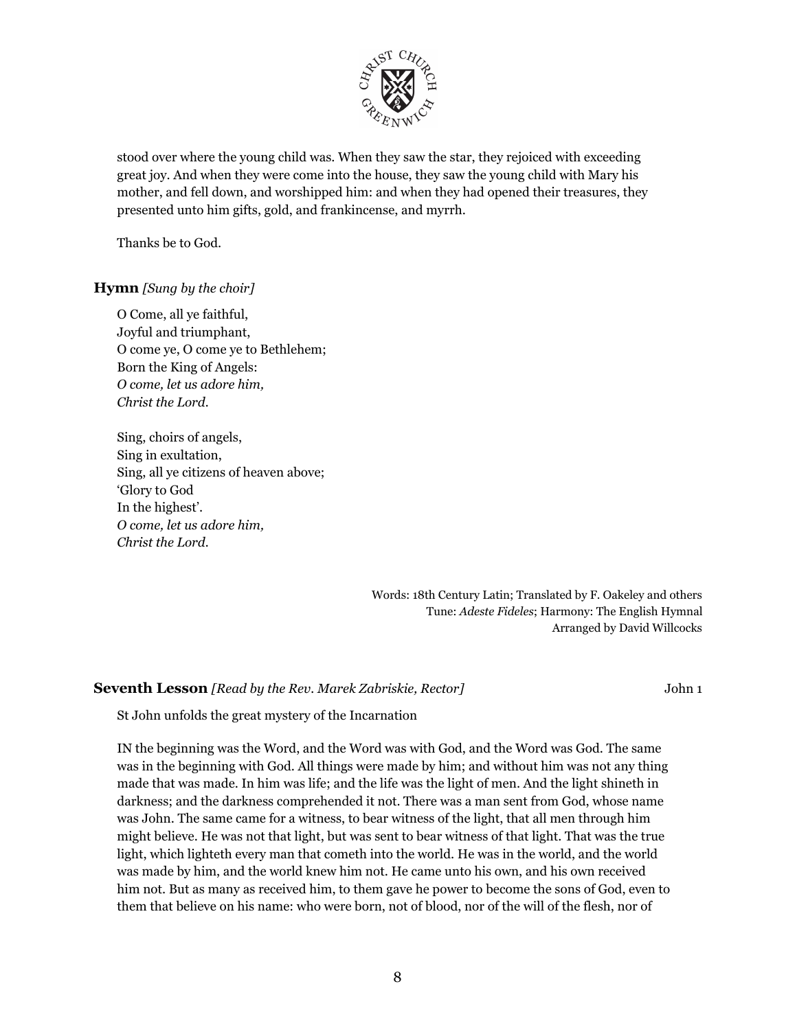stood over where the young child was. When they saw the star, they rejoiced with exceeding great joy. And when they were come into the house, they saw the young child with Mary his mother, and fell down, and worshipped him: and when they had opened their treasures, they presented unto him gifts, gold, and frankincense, and myrrh.

Thanks be to God.

**Hymn** *[Sung by the choir]*

O Come, all ye faithful,
Joyful and triumphant,
O come ye, O come ye to Bethlehem;
Born the King of Angels:
*O come, let us adore him,*
*Christ the Lord.*

Sing, choirs of angels,
Sing in exultation,
Sing, all ye citizens of heaven above;
'Glory to God
In the highest'.
*O come, let us adore him,*
*Christ the Lord.*

Words: 18th Century Latin; Translated by F. Oakeley and others
Tune: *Adeste Fideles*; Harmony: The English Hymnal
Arranged by David Willcocks

**Seventh Lesson** *[Read by the Rev. Marek Zabriskie, Rector]* John 1

St John unfolds the great mystery of the Incarnation

IN the beginning was the Word, and the Word was with God, and the Word was God. The same was in the beginning with God. All things were made by him; and without him was not any thing made that was made. In him was life; and the life was the light of men. And the light shineth in darkness; and the darkness comprehended it not. There was a man sent from God, whose name was John. The same came for a witness, to bear witness of the light, that all men through him might believe. He was not that light, but was sent to bear witness of that light. That was the true light, which lighteth every man that cometh into the world. He was in the world, and the world was made by him, and the world knew him not. He came unto his own, and his own received him not. But as many as received him, to them gave he power to become the sons of God, even to them that believe on his name: who were born, not of blood, nor of the will of the flesh, nor of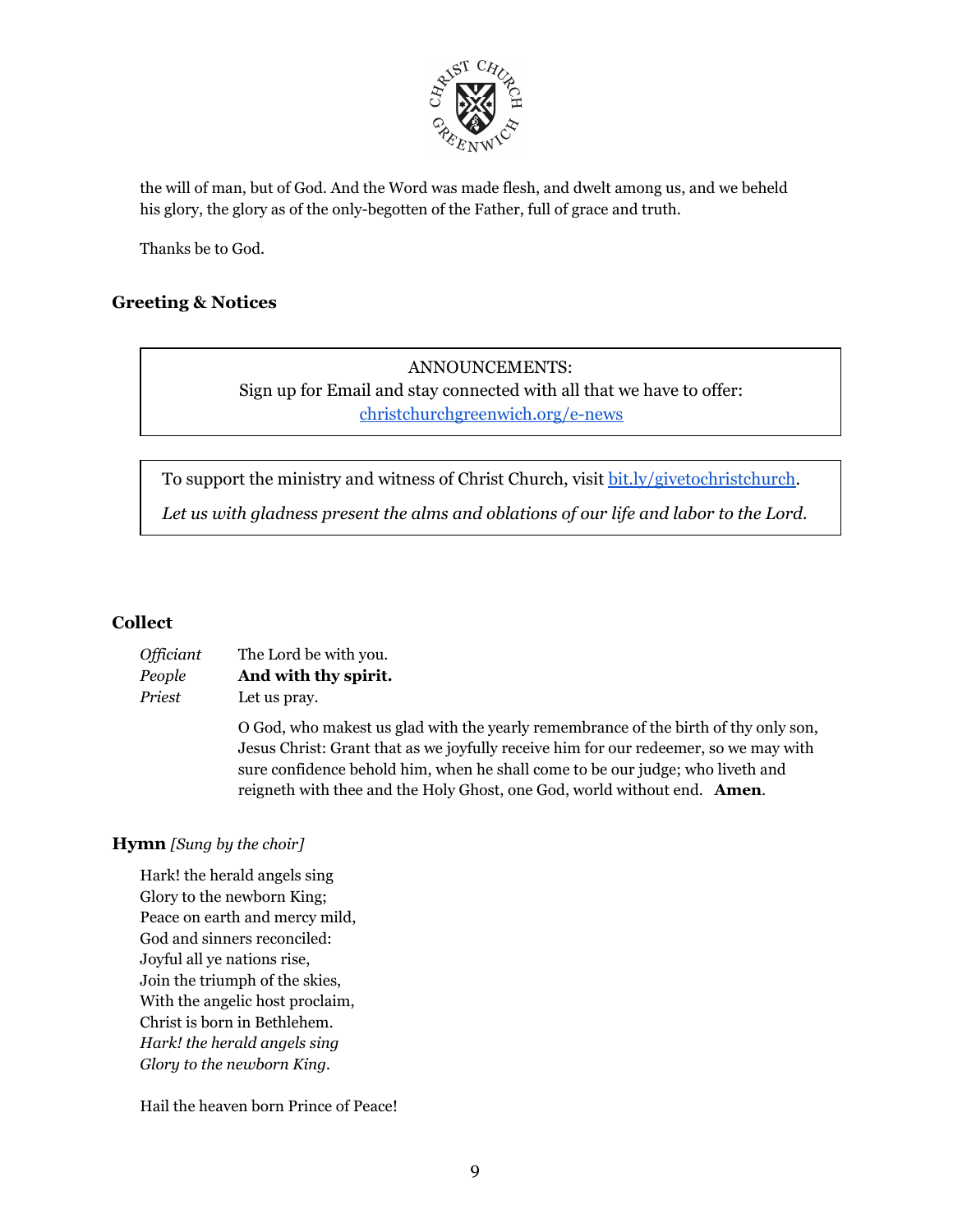the will of man, but of God. And the Word was made flesh, and dwelt among us, and we beheld his glory, the glory as of the only-begotten of the Father, full of grace and truth.

Thanks be to God.

### Greeting & Notices

> ANNOUNCEMENTS:
> Sign up for Email and stay connected with all that we have to offer:
> christchurchgreenwich.org/e-news

> To support the ministry and witness of Christ Church, visit bit.ly/givetochristchurch.
>
> *Let us with gladness present the alms and oblations of our life and labor to the Lord.*

### Collect

*Officiant* The Lord be with you.
*People* **And with thy spirit.**
*Priest* Let us pray.

O God, who makest us glad with the yearly remembrance of the birth of thy only son, Jesus Christ: Grant that as we joyfully receive him for our redeemer, so we may with sure confidence behold him, when he shall come to be our judge; who liveth and reigneth with thee and the Holy Ghost, one God, world without end. **Amen**.

### Hymn *[Sung by the choir]*

Hark! the herald angels sing
Glory to the newborn King;
Peace on earth and mercy mild,
God and sinners reconciled:
Joyful all ye nations rise,
Join the triumph of the skies,
With the angelic host proclaim,
Christ is born in Bethlehem.
*Hark! the herald angels sing*
*Glory to the newborn King.*

Hail the heaven born Prince of Peace!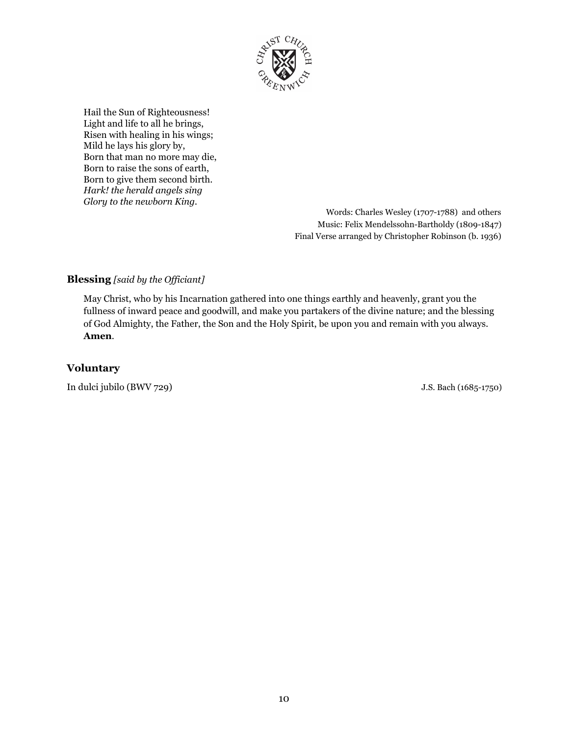Hail the Sun of Righteousness!
Light and life to all he brings,
Risen with healing in his wings;
Mild he lays his glory by,
Born that man no more may die,
Born to raise the sons of earth,
Born to give them second birth.
*Hark! the herald angels sing*
*Glory to the newborn King*.

Words: Charles Wesley (1707-1788) and others
Music: Felix Mendelssohn-Bartholdy (1809-1847)
Final Verse arranged by Christopher Robinson (b. 1936)

**Blessing** *[said by the Officiant]*

May Christ, who by his Incarnation gathered into one things earthly and heavenly, grant you the fullness of inward peace and goodwill, and make you partakers of the divine nature; and the blessing of God Almighty, the Father, the Son and the Holy Spirit, be upon you and remain with you always. **Amen**.

## Voluntary

In dulci jubilo (BWV 729) J.S. Bach (1685-1750)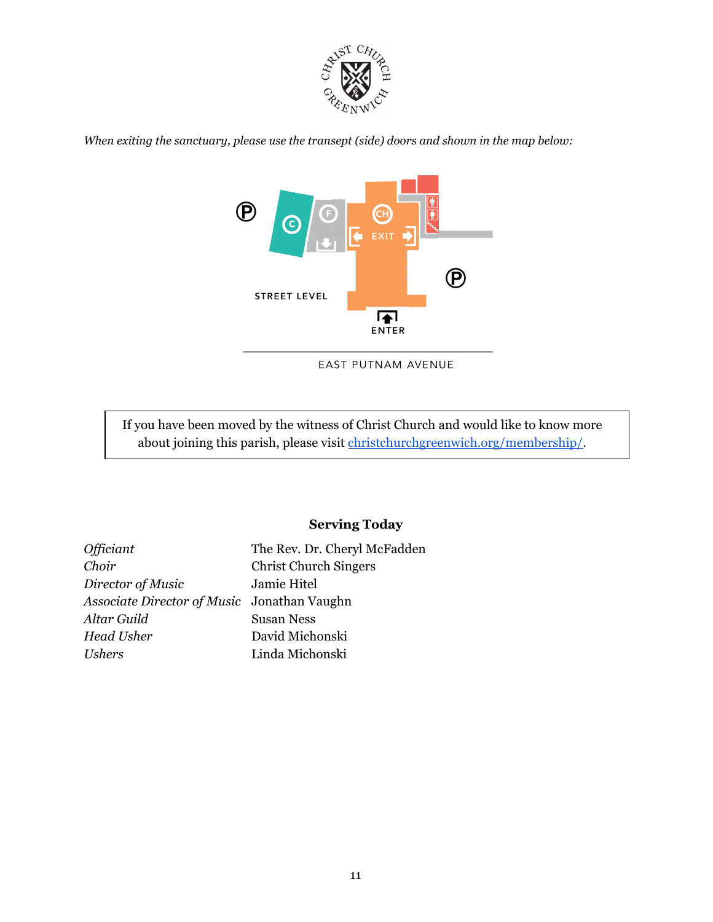*When exiting the sanctuary, please use the transept (side) doors and shown in the map below:*

STREET LEVEL

EXIT

ENTER

EAST PUTNAM AVENUE

| If you have been moved by the witness of Christ Church and would like to know more about joining this parish, please visit [christchurchgreenwich.org/membership/](christchurchgreenwich.org/membership/). |
|---|

## Serving Today

| | |
|---|---|
| *Officiant* | The Rev. Dr. Cheryl McFadden |
| *Choir* | Christ Church Singers |
| *Director of Music* | Jamie Hitel |
| *Associate Director of Music* | Jonathan Vaughn |
| *Altar Guild* | Susan Ness |
| *Head Usher* | David Michonski |
| *Ushers* | Linda Michonski |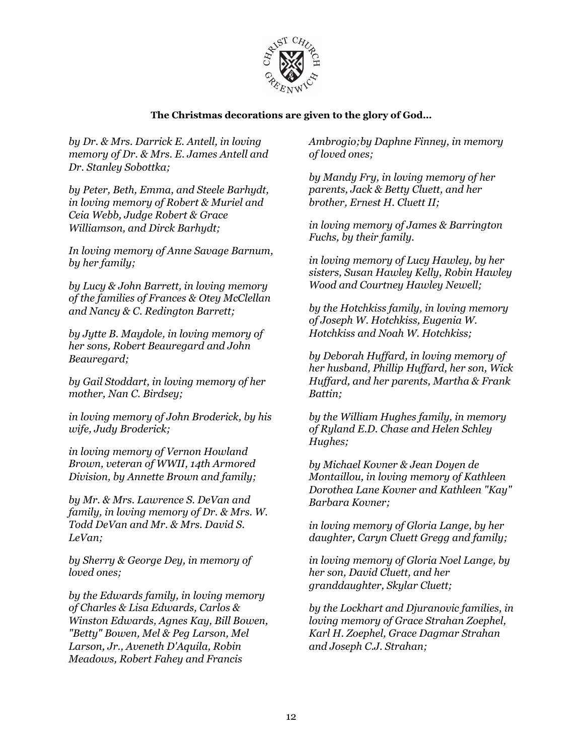**The Christmas decorations are given to the glory of God…**

*by Dr. & Mrs. Darrick E. Antell, in loving memory of Dr. & Mrs. E. James Antell and Dr. Stanley Sobottka;*

*by Peter, Beth, Emma, and Steele Barhydt, in loving memory of Robert & Muriel and Ceia Webb, Judge Robert & Grace Williamson, and Dirck Barhydt;*

*In loving memory of Anne Savage Barnum, by her family;*

*by Lucy & John Barrett, in loving memory of the families of Frances & Otey McClellan and Nancy & C. Redington Barrett;*

*by Jytte B. Maydole, in loving memory of her sons, Robert Beauregard and John Beauregard;*

*by Gail Stoddart, in loving memory of her mother, Nan C. Birdsey;*

*in loving memory of John Broderick, by his wife, Judy Broderick;*

*in loving memory of Vernon Howland Brown, veteran of WWII, 14th Armored Division, by Annette Brown and family;*

*by Mr. & Mrs. Lawrence S. DeVan and family, in loving memory of Dr. & Mrs. W. Todd DeVan and Mr. & Mrs. David S. LeVan;*

*by Sherry & George Dey, in memory of loved ones;*

*by the Edwards family, in loving memory of Charles & Lisa Edwards, Carlos & Winston Edwards, Agnes Kay, Bill Bowen, "Betty" Bowen, Mel & Peg Larson, Mel Larson, Jr., Aveneth D'Aquila, Robin Meadows, Robert Fahey and Francis Ambrogio;by Daphne Finney, in memory of loved ones;*

*by Mandy Fry, in loving memory of her parents, Jack & Betty Cluett, and her brother, Ernest H. Cluett II;*

*in loving memory of James & Barrington Fuchs, by their family.*

*in loving memory of Lucy Hawley, by her sisters, Susan Hawley Kelly, Robin Hawley Wood and Courtney Hawley Newell;*

*by the Hotchkiss family, in loving memory of Joseph W. Hotchkiss, Eugenia W. Hotchkiss and Noah W. Hotchkiss;*

*by Deborah Huffard, in loving memory of her husband, Phillip Huffard, her son, Wick Huffard, and her parents, Martha & Frank Battin;*

*by the William Hughes family, in memory of Ryland E.D. Chase and Helen Schley Hughes;*

*by Michael Kovner & Jean Doyen de Montaillou, in loving memory of Kathleen Dorothea Lane Kovner and Kathleen "Kay" Barbara Kovner;*

*in loving memory of Gloria Lange, by her daughter, Caryn Cluett Gregg and family;*

*in loving memory of Gloria Noel Lange, by her son, David Cluett, and her granddaughter, Skylar Cluett;*

*by the Lockhart and Djuranovic families, in loving memory of Grace Strahan Zoephel, Karl H. Zoephel, Grace Dagmar Strahan and Joseph C.J. Strahan;*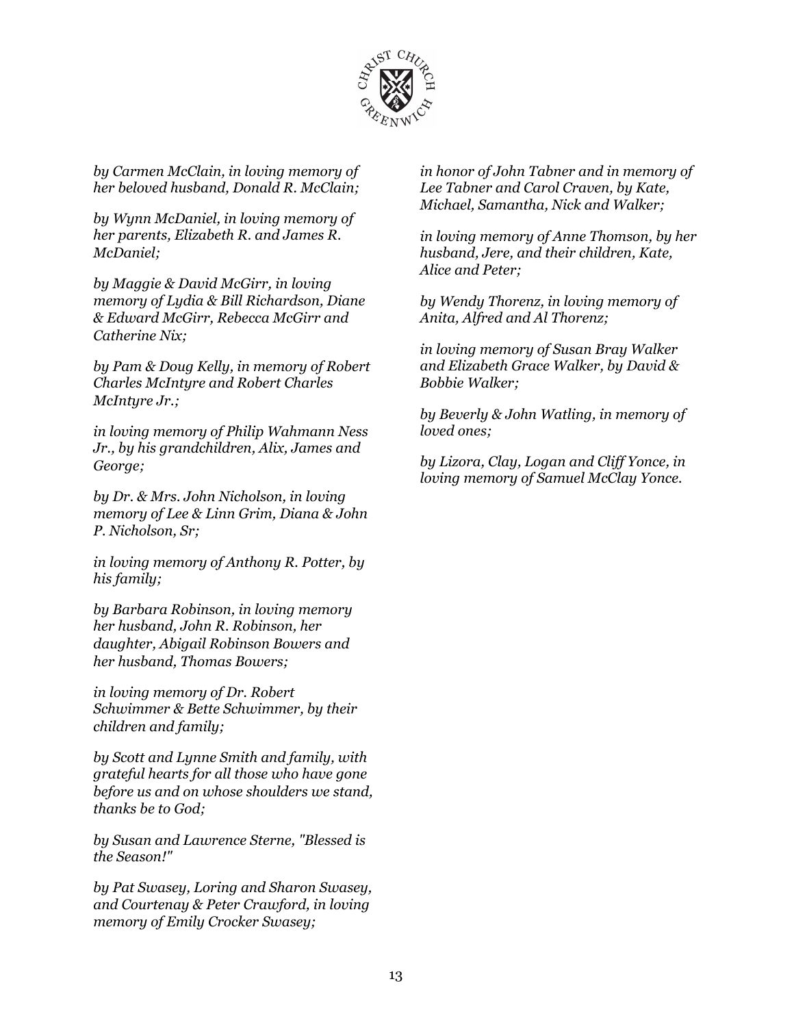*by Carmen McClain, in loving memory of her beloved husband, Donald R. McClain;*

*by Wynn McDaniel, in loving memory of her parents, Elizabeth R. and James R. McDaniel;*

*by Maggie & David McGirr, in loving memory of Lydia & Bill Richardson, Diane & Edward McGirr, Rebecca McGirr and Catherine Nix;*

*by Pam & Doug Kelly, in memory of Robert Charles McIntyre and Robert Charles McIntyre Jr.;*

*in loving memory of Philip Wahmann Ness Jr., by his grandchildren, Alix, James and George;*

*by Dr. & Mrs. John Nicholson, in loving memory of Lee & Linn Grim, Diana & John P. Nicholson, Sr;*

*in loving memory of Anthony R. Potter, by his family;*

*by Barbara Robinson, in loving memory her husband, John R. Robinson, her daughter, Abigail Robinson Bowers and her husband, Thomas Bowers;*

*in loving memory of Dr. Robert Schwimmer & Bette Schwimmer, by their children and family;*

*by Scott and Lynne Smith and family, with grateful hearts for all those who have gone before us and on whose shoulders we stand, thanks be to God;*

*by Susan and Lawrence Sterne, "Blessed is the Season!"*

*by Pat Swasey, Loring and Sharon Swasey, and Courtenay & Peter Crawford, in loving memory of Emily Crocker Swasey;*

*in honor of John Tabner and in memory of Lee Tabner and Carol Craven, by Kate, Michael, Samantha, Nick and Walker;*

*in loving memory of Anne Thomson, by her husband, Jere, and their children, Kate, Alice and Peter;*

*by Wendy Thorenz, in loving memory of Anita, Alfred and Al Thorenz;*

*in loving memory of Susan Bray Walker and Elizabeth Grace Walker, by David & Bobbie Walker;*

*by Beverly & John Watling, in memory of loved ones;*

*by Lizora, Clay, Logan and Cliff Yonce, in loving memory of Samuel McClay Yonce.*